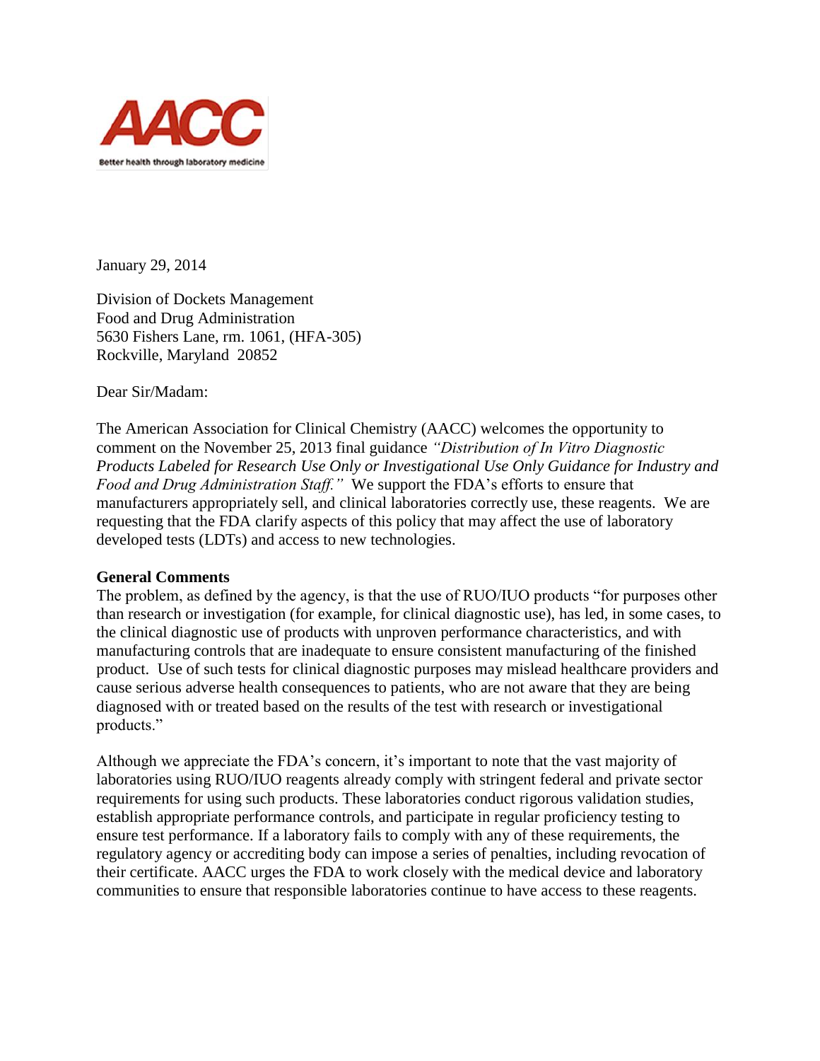AACC

Better health through laboratory medicine

January 29, 2014

Division of Dockets Management
Food and Drug Administration
5630 Fishers Lane, rm. 1061, (HFA-305)
Rockville, Maryland 20852

Dear Sir/Madam:

The American Association for Clinical Chemistry (AACC) welcomes the opportunity to comment on the November 25, 2013 final guidance *"Distribution of In Vitro Diagnostic Products Labeled for Research Use Only or Investigational Use Only Guidance for Industry and Food and Drug Administration Staff."* We support the FDA's efforts to ensure that manufacturers appropriately sell, and clinical laboratories correctly use, these reagents. We are requesting that the FDA clarify aspects of this policy that may affect the use of laboratory developed tests (LDTs) and access to new technologies.

**General Comments**

The problem, as defined by the agency, is that the use of RUO/IUO products "for purposes other than research or investigation (for example, for clinical diagnostic use), has led, in some cases, to the clinical diagnostic use of products with unproven performance characteristics, and with manufacturing controls that are inadequate to ensure consistent manufacturing of the finished product. Use of such tests for clinical diagnostic purposes may mislead healthcare providers and cause serious adverse health consequences to patients, who are not aware that they are being diagnosed with or treated based on the results of the test with research or investigational products."

Although we appreciate the FDA's concern, it's important to note that the vast majority of laboratories using RUO/IUO reagents already comply with stringent federal and private sector requirements for using such products. These laboratories conduct rigorous validation studies, establish appropriate performance controls, and participate in regular proficiency testing to ensure test performance. If a laboratory fails to comply with any of these requirements, the regulatory agency or accrediting body can impose a series of penalties, including revocation of their certificate. AACC urges the FDA to work closely with the medical device and laboratory communities to ensure that responsible laboratories continue to have access to these reagents.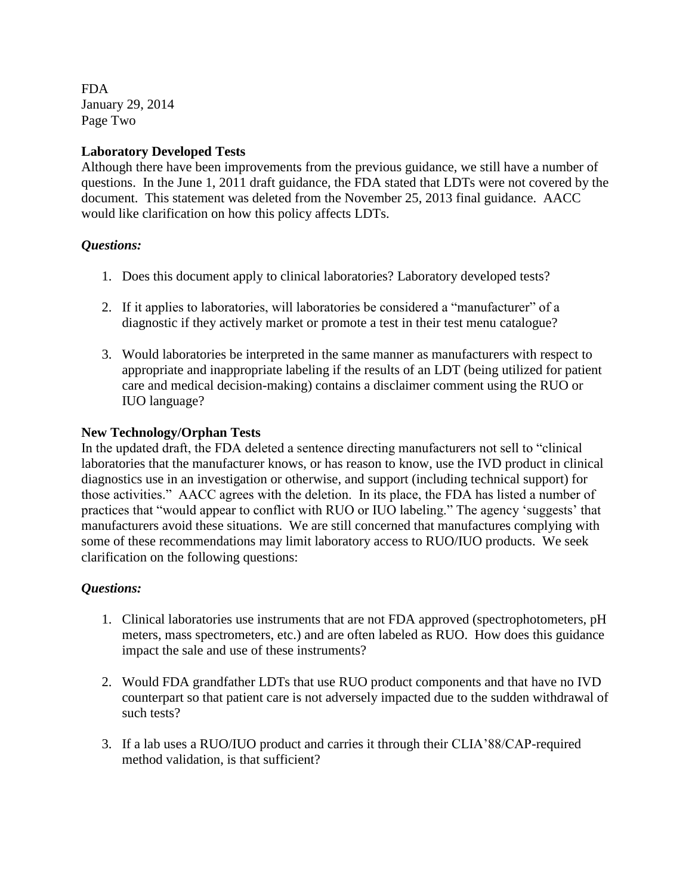**Laboratory Developed Tests**

Although there have been improvements from the previous guidance, we still have a number of questions. In the June 1, 2011 draft guidance, the FDA stated that LDTs were not covered by the document. This statement was deleted from the November 25, 2013 final guidance. AACC would like clarification on how this policy affects LDTs.

***Questions:***

1. Does this document apply to clinical laboratories? Laboratory developed tests?

2. If it applies to laboratories, will laboratories be considered a "manufacturer" of a diagnostic if they actively market or promote a test in their test menu catalogue?

3. Would laboratories be interpreted in the same manner as manufacturers with respect to appropriate and inappropriate labeling if the results of an LDT (being utilized for patient care and medical decision-making) contains a disclaimer comment using the RUO or IUO language?

**New Technology/Orphan Tests**

In the updated draft, the FDA deleted a sentence directing manufacturers not sell to "clinical laboratories that the manufacturer knows, or has reason to know, use the IVD product in clinical diagnostics use in an investigation or otherwise, and support (including technical support) for those activities." AACC agrees with the deletion. In its place, the FDA has listed a number of practices that "would appear to conflict with RUO or IUO labeling." The agency 'suggests' that manufacturers avoid these situations. We are still concerned that manufactures complying with some of these recommendations may limit laboratory access to RUO/IUO products. We seek clarification on the following questions:

***Questions:***

1. Clinical laboratories use instruments that are not FDA approved (spectrophotometers, pH meters, mass spectrometers, etc.) and are often labeled as RUO. How does this guidance impact the sale and use of these instruments?

2. Would FDA grandfather LDTs that use RUO product components and that have no IVD counterpart so that patient care is not adversely impacted due to the sudden withdrawal of such tests?

3. If a lab uses a RUO/IUO product and carries it through their CLIA'88/CAP-required method validation, is that sufficient?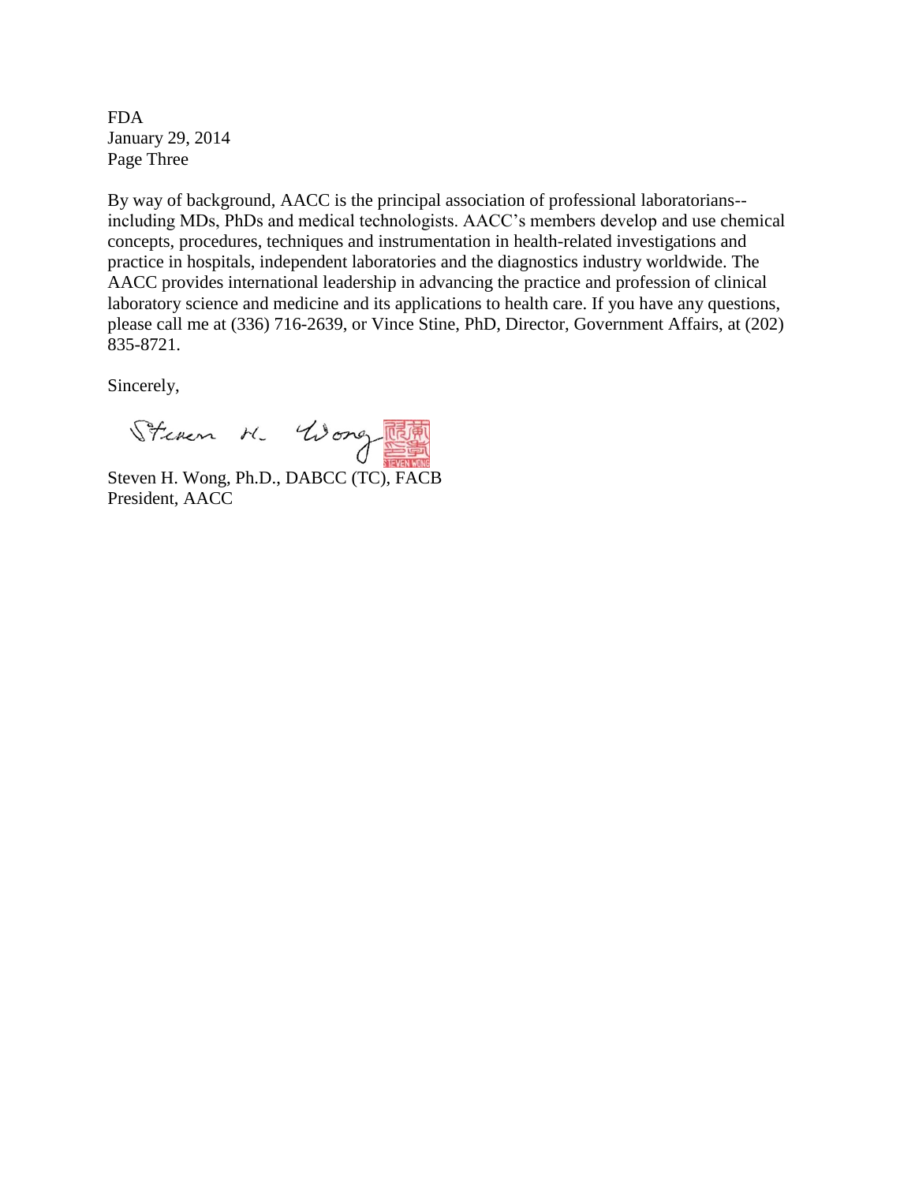By way of background, AACC is the principal association of professional laboratorians--including MDs, PhDs and medical technologists. AACC's members develop and use chemical concepts, procedures, techniques and instrumentation in health-related investigations and practice in hospitals, independent laboratories and the diagnostics industry worldwide. The AACC provides international leadership in advancing the practice and profession of clinical laboratory science and medicine and its applications to health care. If you have any questions, please call me at (336) 716-2639, or Vince Stine, PhD, Director, Government Affairs, at (202) 835-8721.

Sincerely,

Steven H. Wong, Ph.D., DABCC (TC), FACB
President, AACC